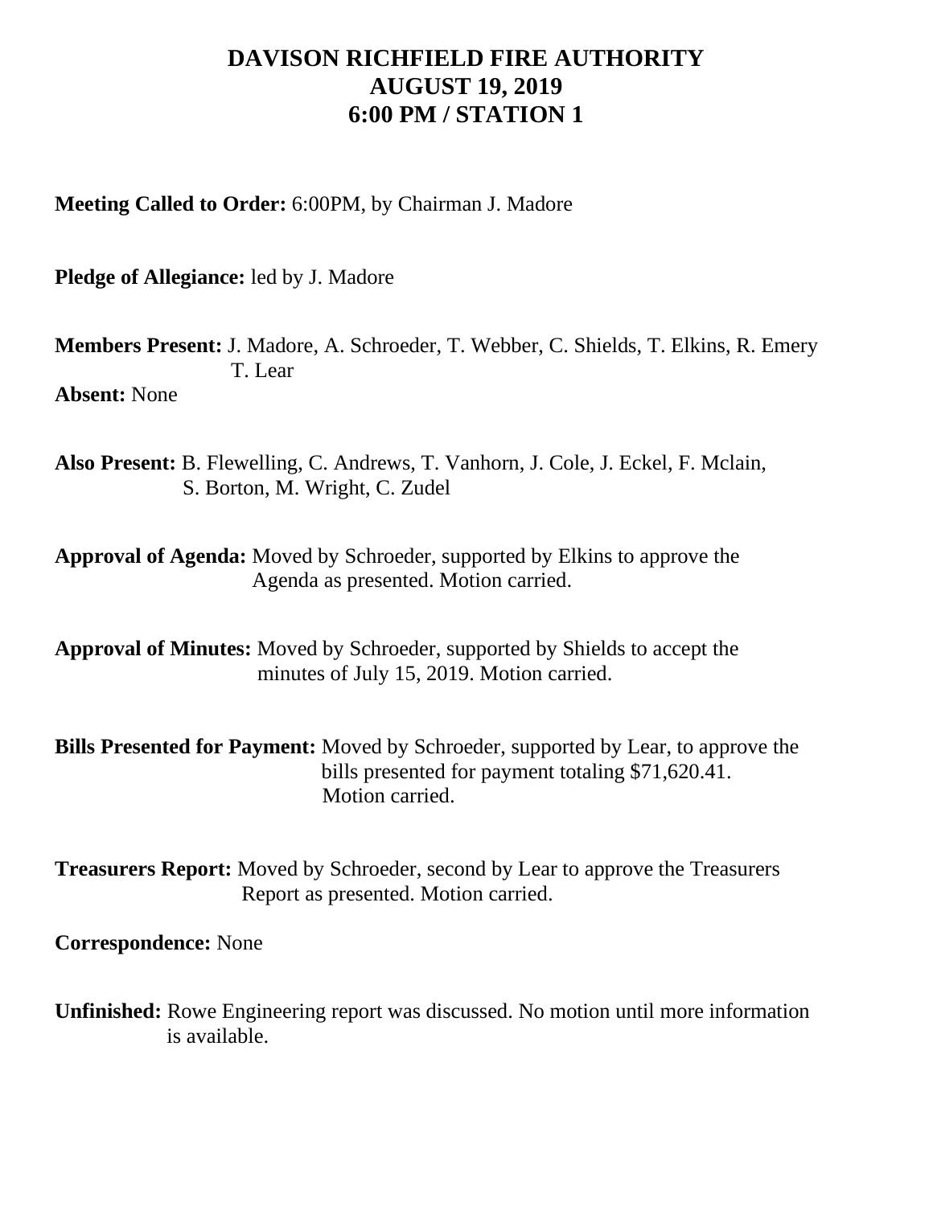# DAVISON RICHFIELD FIRE AUTHORITY
# AUGUST 19, 2019
# 6:00 PM / STATION 1

**Meeting Called to Order:** 6:00PM, by Chairman J. Madore

**Pledge of Allegiance:** led by J. Madore

**Members Present:** J. Madore, A. Schroeder, T. Webber, C. Shields, T. Elkins, R. Emery T. Lear

**Absent:** None

**Also Present:** B. Flewelling, C. Andrews, T. Vanhorn, J. Cole, J. Eckel, F. Mclain, S. Borton, M. Wright, C. Zudel

**Approval of Agenda:** Moved by Schroeder, supported by Elkins to approve the Agenda as presented. Motion carried.

**Approval of Minutes:** Moved by Schroeder, supported by Shields to accept the minutes of July 15, 2019. Motion carried.

**Bills Presented for Payment:** Moved by Schroeder, supported by Lear, to approve the bills presented for payment totaling $71,620.41. Motion carried.

**Treasurers Report:** Moved by Schroeder, second by Lear to approve the Treasurers Report as presented. Motion carried.

**Correspondence:** None

**Unfinished:** Rowe Engineering report was discussed. No motion until more information is available.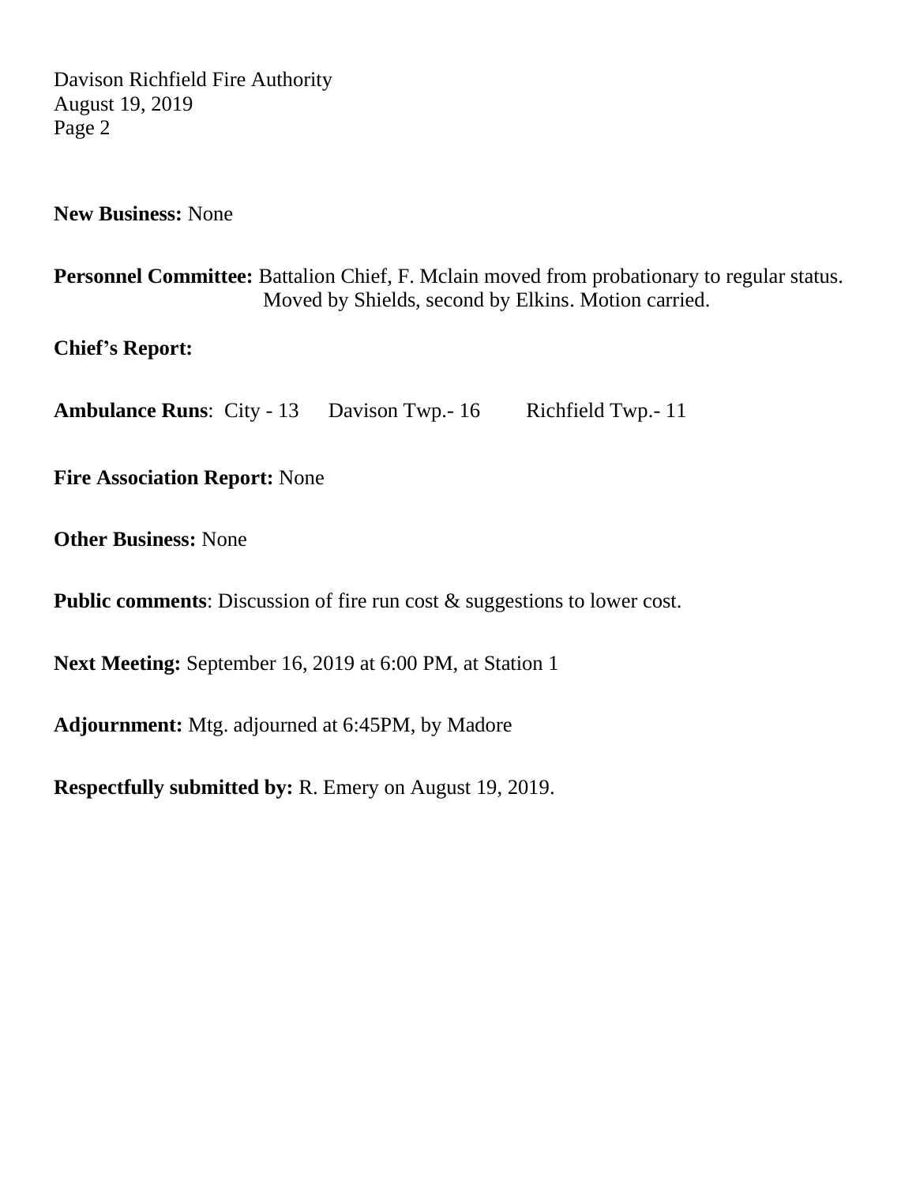**New Business:** None

**Personnel Committee:** Battalion Chief, F. Mclain moved from probationary to regular status. Moved by Shields, second by Elkins. Motion carried.

**Chief's Report:**

**Ambulance Runs**: City - 13 Davison Twp.- 16 Richfield Twp.- 11

**Fire Association Report:** None

**Other Business:** None

**Public comments**: Discussion of fire run cost & suggestions to lower cost.

**Next Meeting:** September 16, 2019 at 6:00 PM, at Station 1

**Adjournment:** Mtg. adjourned at 6:45PM, by Madore

**Respectfully submitted by:** R. Emery on August 19, 2019.